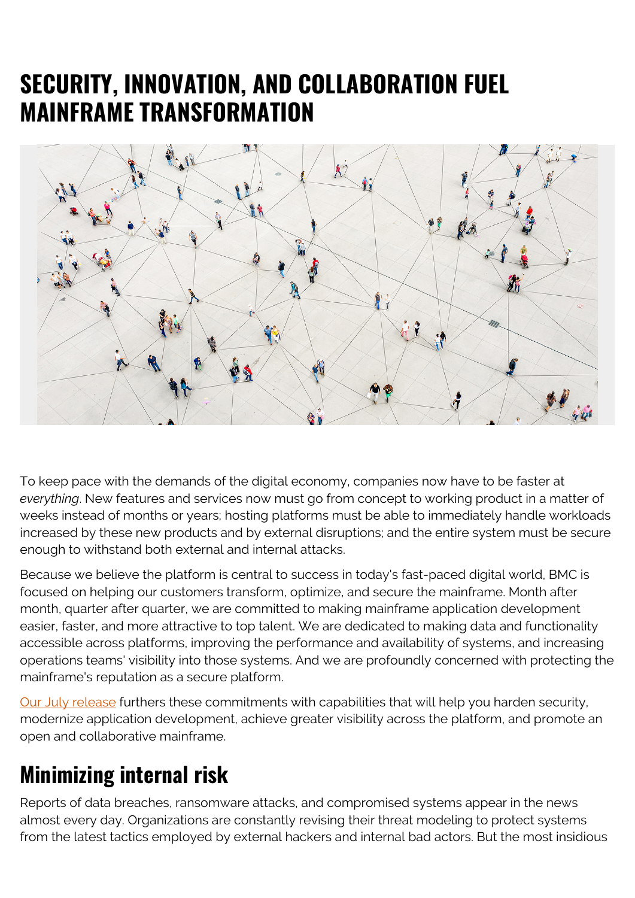# SECURITY, INNOVATION, AND COLLABORATION FUEL MAINFRAME TRANSFORMATION

To keep pace with the demands of the digital economy, companies now have to be faster at *everything*. New features and services now must go from concept to working product in a matter of weeks instead of months or years; hosting platforms must be able to immediately handle workloads increased by these new products and by external disruptions; and the entire system must be secure enough to withstand both external and internal attacks.

Because we believe the platform is central to success in today's fast-paced digital world, BMC is focused on helping our customers transform, optimize, and secure the mainframe. Month after month, quarter after quarter, we are committed to making mainframe application development easier, faster, and more attractive to top talent. We are dedicated to making data and functionality accessible across platforms, improving the performance and availability of systems, and increasing operations teams' visibility into those systems. And we are profoundly concerned with protecting the mainframe's reputation as a secure platform.

[Our July release](#) furthers these commitments with capabilities that will help you harden security, modernize application development, achieve greater visibility across the platform, and promote an open and collaborative mainframe.

## Minimizing internal risk

Reports of data breaches, ransomware attacks, and compromised systems appear in the news almost every day. Organizations are constantly revising their threat modeling to protect systems from the latest tactics employed by external hackers and internal bad actors. But the most insidious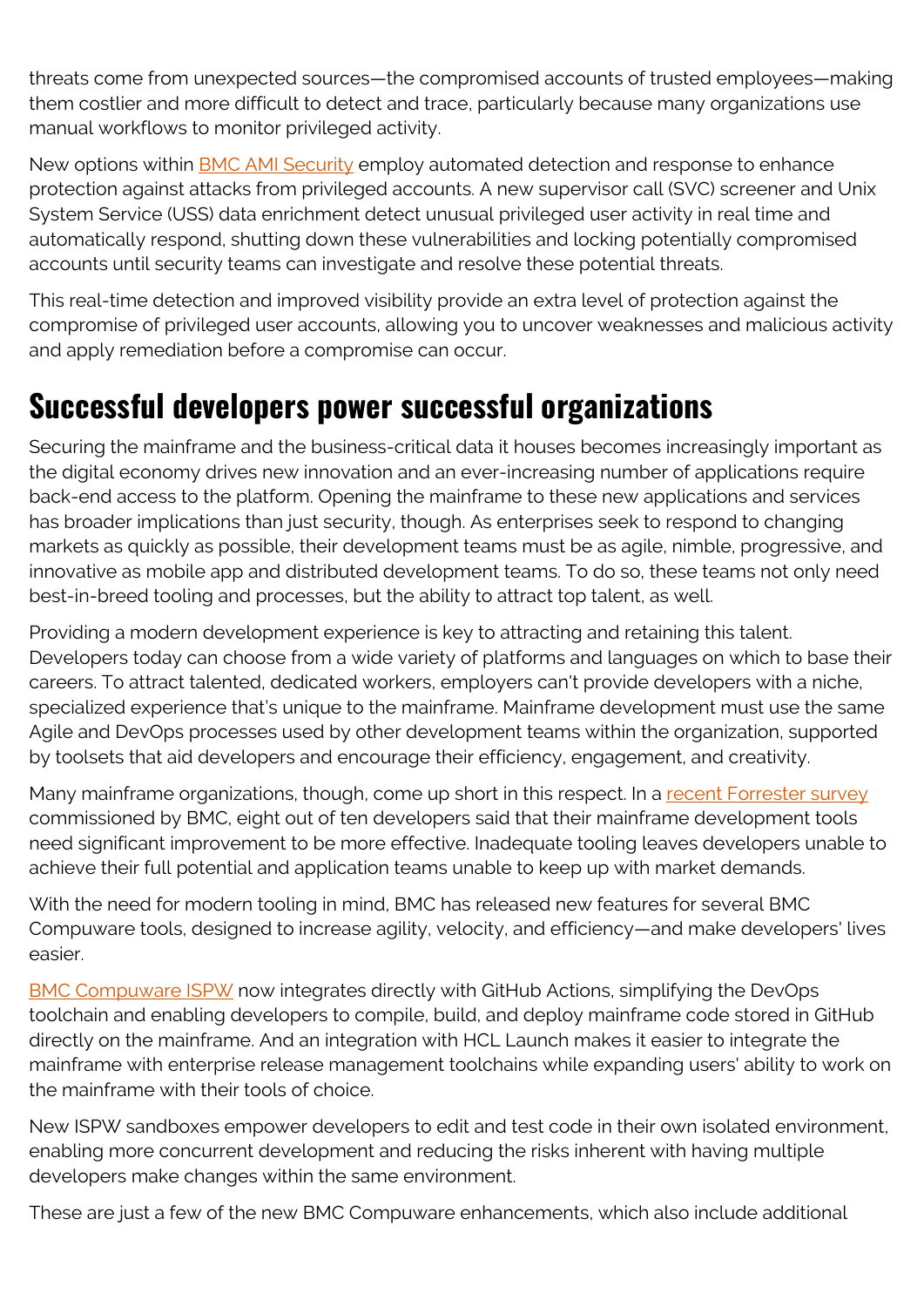threats come from unexpected sources—the compromised accounts of trusted employees—making them costlier and more difficult to detect and trace, particularly because many organizations use manual workflows to monitor privileged activity.

New options within [BMC AMI Security] employ automated detection and response to enhance protection against attacks from privileged accounts. A new supervisor call (SVC) screener and Unix System Service (USS) data enrichment detect unusual privileged user activity in real time and automatically respond, shutting down these vulnerabilities and locking potentially compromised accounts until security teams can investigate and resolve these potential threats.

This real-time detection and improved visibility provide an extra level of protection against the compromise of privileged user accounts, allowing you to uncover weaknesses and malicious activity and apply remediation before a compromise can occur.

## Successful developers power successful organizations

Securing the mainframe and the business-critical data it houses becomes increasingly important as the digital economy drives new innovation and an ever-increasing number of applications require back-end access to the platform. Opening the mainframe to these new applications and services has broader implications than just security, though. As enterprises seek to respond to changing markets as quickly as possible, their development teams must be as agile, nimble, progressive, and innovative as mobile app and distributed development teams. To do so, these teams not only need best-in-breed tooling and processes, but the ability to attract top talent, as well.

Providing a modern development experience is key to attracting and retaining this talent. Developers today can choose from a wide variety of platforms and languages on which to base their careers. To attract talented, dedicated workers, employers can't provide developers with a niche, specialized experience that's unique to the mainframe. Mainframe development must use the same Agile and DevOps processes used by other development teams within the organization, supported by toolsets that aid developers and encourage their efficiency, engagement, and creativity.

Many mainframe organizations, though, come up short in this respect. In a [recent Forrester survey] commissioned by BMC, eight out of ten developers said that their mainframe development tools need significant improvement to be more effective. Inadequate tooling leaves developers unable to achieve their full potential and application teams unable to keep up with market demands.

With the need for modern tooling in mind, BMC has released new features for several BMC Compuware tools, designed to increase agility, velocity, and efficiency—and make developers' lives easier.

[BMC Compuware ISPW] now integrates directly with GitHub Actions, simplifying the DevOps toolchain and enabling developers to compile, build, and deploy mainframe code stored in GitHub directly on the mainframe. And an integration with HCL Launch makes it easier to integrate the mainframe with enterprise release management toolchains while expanding users' ability to work on the mainframe with their tools of choice.

New ISPW sandboxes empower developers to edit and test code in their own isolated environment, enabling more concurrent development and reducing the risks inherent with having multiple developers make changes within the same environment.

These are just a few of the new BMC Compuware enhancements, which also include additional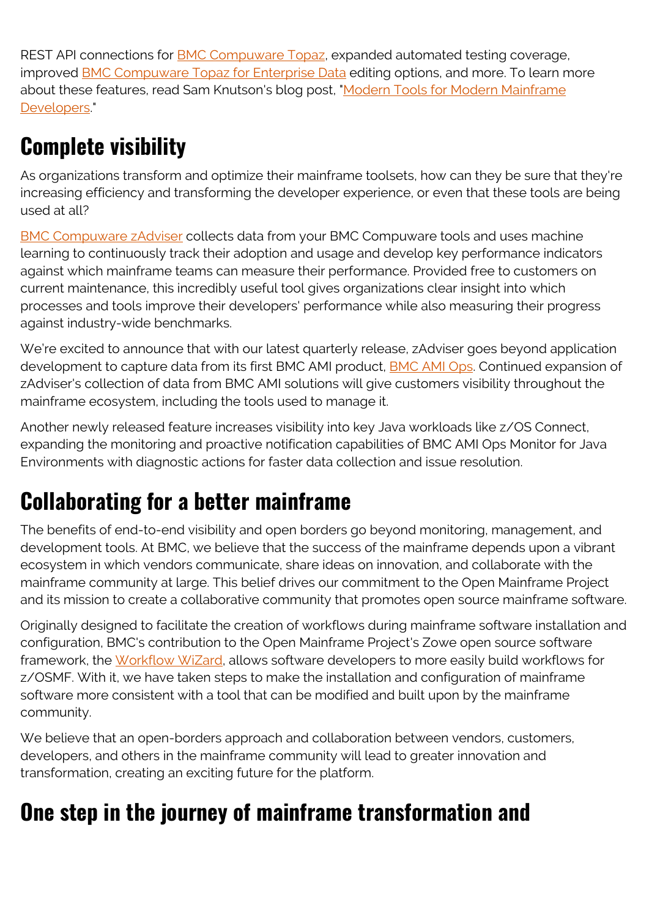REST API connections for BMC Compuware Topaz, expanded automated testing coverage, improved BMC Compuware Topaz for Enterprise Data editing options, and more. To learn more about these features, read Sam Knutson's blog post, "Modern Tools for Modern Mainframe Developers."

## Complete visibility

As organizations transform and optimize their mainframe toolsets, how can they be sure that they're increasing efficiency and transforming the developer experience, or even that these tools are being used at all?

BMC Compuware zAdviser collects data from your BMC Compuware tools and uses machine learning to continuously track their adoption and usage and develop key performance indicators against which mainframe teams can measure their performance. Provided free to customers on current maintenance, this incredibly useful tool gives organizations clear insight into which processes and tools improve their developers' performance while also measuring their progress against industry-wide benchmarks.

We're excited to announce that with our latest quarterly release, zAdviser goes beyond application development to capture data from its first BMC AMI product, BMC AMI Ops. Continued expansion of zAdviser's collection of data from BMC AMI solutions will give customers visibility throughout the mainframe ecosystem, including the tools used to manage it.

Another newly released feature increases visibility into key Java workloads like z/OS Connect, expanding the monitoring and proactive notification capabilities of BMC AMI Ops Monitor for Java Environments with diagnostic actions for faster data collection and issue resolution.

## Collaborating for a better mainframe

The benefits of end-to-end visibility and open borders go beyond monitoring, management, and development tools. At BMC, we believe that the success of the mainframe depends upon a vibrant ecosystem in which vendors communicate, share ideas on innovation, and collaborate with the mainframe community at large. This belief drives our commitment to the Open Mainframe Project and its mission to create a collaborative community that promotes open source mainframe software.

Originally designed to facilitate the creation of workflows during mainframe software installation and configuration, BMC's contribution to the Open Mainframe Project's Zowe open source software framework, the Workflow WiZard, allows software developers to more easily build workflows for z/OSMF. With it, we have taken steps to make the installation and configuration of mainframe software more consistent with a tool that can be modified and built upon by the mainframe community.

We believe that an open-borders approach and collaboration between vendors, customers, developers, and others in the mainframe community will lead to greater innovation and transformation, creating an exciting future for the platform.

## One step in the journey of mainframe transformation and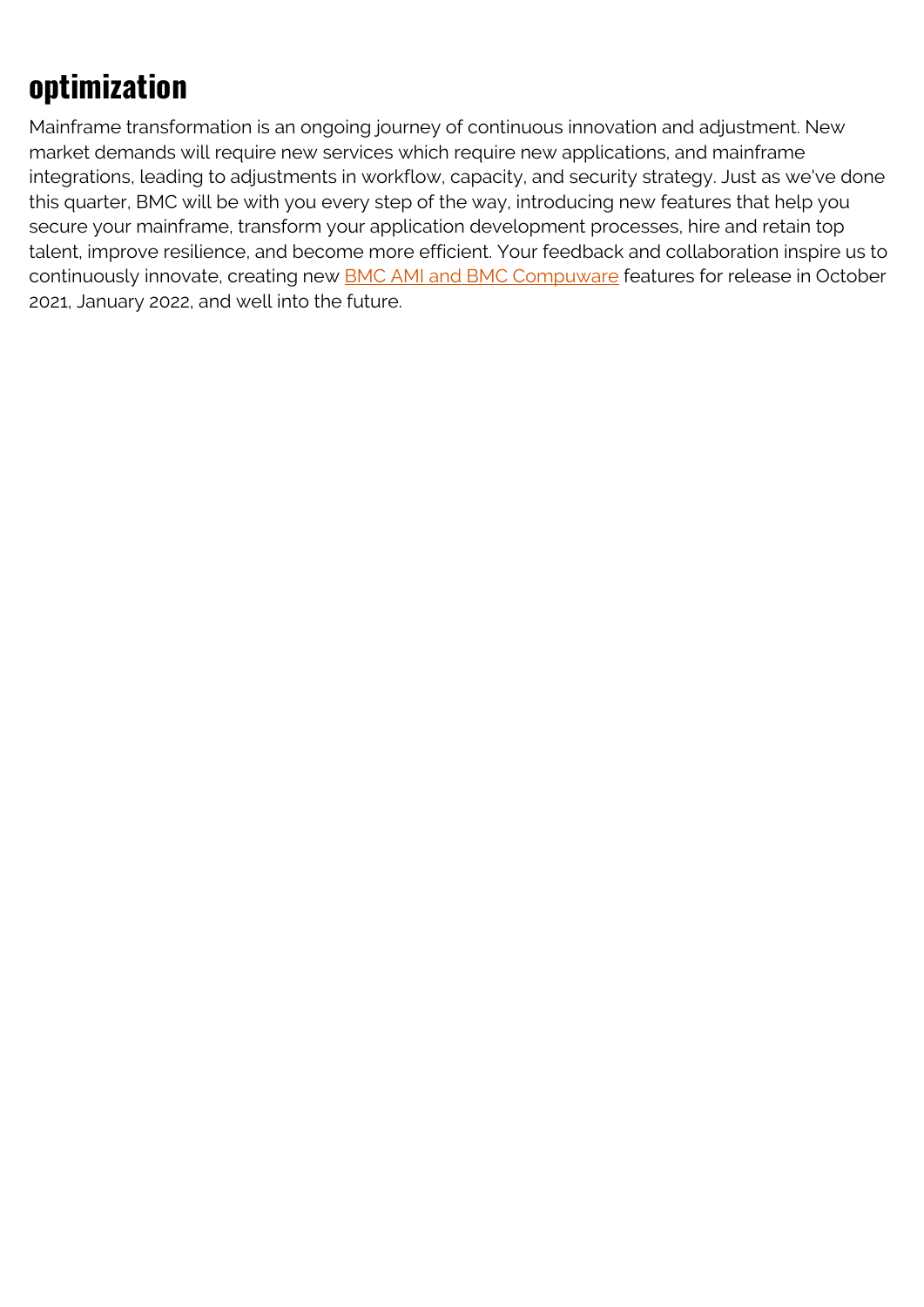## optimization

Mainframe transformation is an ongoing journey of continuous innovation and adjustment. New market demands will require new services which require new applications, and mainframe integrations, leading to adjustments in workflow, capacity, and security strategy. Just as we've done this quarter, BMC will be with you every step of the way, introducing new features that help you secure your mainframe, transform your application development processes, hire and retain top talent, improve resilience, and become more efficient. Your feedback and collaboration inspire us to continuously innovate, creating new BMC AMI and BMC Compuware features for release in October 2021, January 2022, and well into the future.